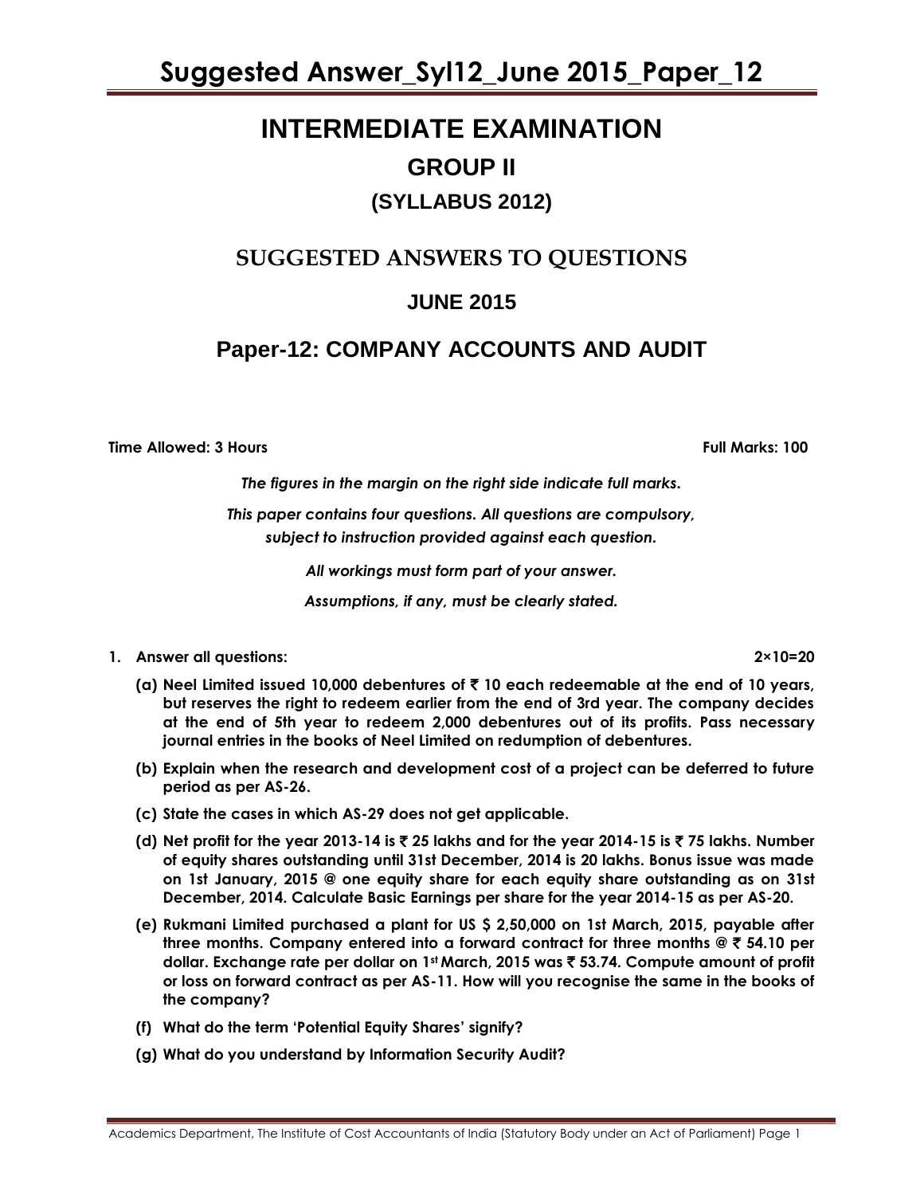# INTERMEDIATE EXAMINATION

## GROUP II

### (SYLLABUS 2012)

## SUGGESTED ANSWERS TO QUESTIONS

### JUNE 2015

## Paper-12: COMPANY ACCOUNTS AND AUDIT

**Time Allowed: 3 Hours** **Full Marks: 100**

*The figures in the margin on the right side indicate full marks.*

*This paper contains four questions. All questions are compulsory, subject to instruction provided against each question.*

*All workings must form part of your answer.*

*Assumptions, if any, must be clearly stated.*

**1. Answer all questions: 2×10=20**

**(a) Neel Limited issued 10,000 debentures of ₹ 10 each redeemable at the end of 10 years, but reserves the right to redeem earlier from the end of 3rd year. The company decides at the end of 5th year to redeem 2,000 debentures out of its profits. Pass necessary journal entries in the books of Neel Limited on redumption of debentures.**

**(b) Explain when the research and development cost of a project can be deferred to future period as per AS-26.**

**(c) State the cases in which AS-29 does not get applicable.**

**(d) Net profit for the year 2013-14 is ₹ 25 lakhs and for the year 2014-15 is ₹ 75 lakhs. Number of equity shares outstanding until 31st December, 2014 is 20 lakhs. Bonus issue was made on 1st January, 2015 @ one equity share for each equity share outstanding as on 31st December, 2014. Calculate Basic Earnings per share for the year 2014-15 as per AS-20.**

**(e) Rukmani Limited purchased a plant for US $ 2,50,000 on 1st March, 2015, payable after three months. Company entered into a forward contract for three months @ ₹ 54.10 per dollar. Exchange rate per dollar on 1st March, 2015 was ₹ 53.74. Compute amount of profit or loss on forward contract as per AS-11. How will you recognise the same in the books of the company?**

**(f) What do the term 'Potential Equity Shares' signify?**

**(g) What do you understand by Information Security Audit?**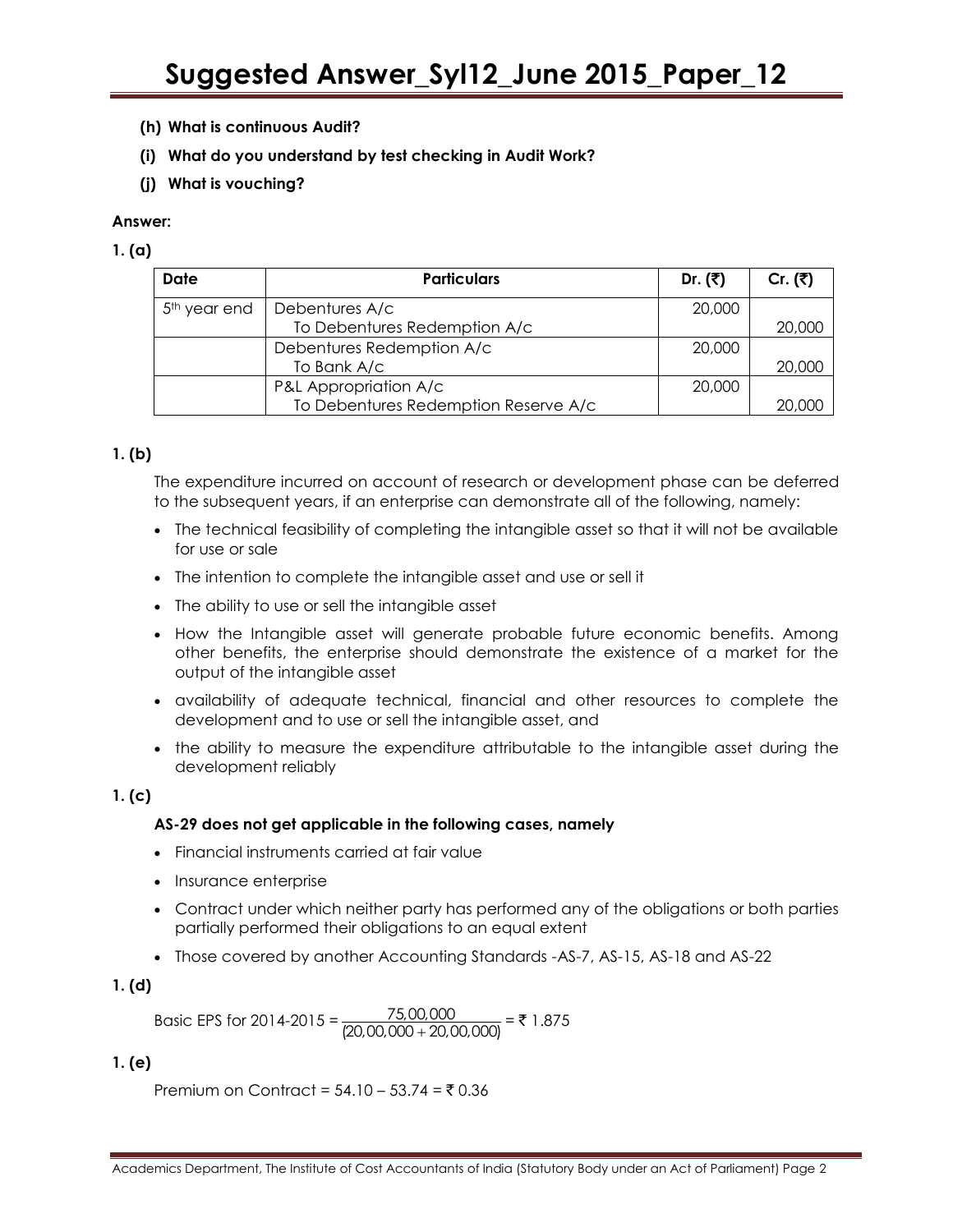**(h) What is continuous Audit?**

**(i) What do you understand by test checking in Audit Work?**

**(j) What is vouching?**

**Answer:**

**1. (a)**

| Date | Particulars | Dr. (₹) | Cr. (₹) |
|---|---|---|---|
| 5th year end | Debentures A/c<br>To Debentures Redemption A/c | 20,000 | <br>20,000 |
| | Debentures Redemption A/c<br>To Bank A/c | 20,000 | <br>20,000 |
| | P&L Appropriation A/c<br>To Debentures Redemption Reserve A/c | 20,000 | <br>20,000 |

**1. (b)**

The expenditure incurred on account of research or development phase can be deferred to the subsequent years, if an enterprise can demonstrate all of the following, namely:

- The technical feasibility of completing the intangible asset so that it will not be available for use or sale
- The intention to complete the intangible asset and use or sell it
- The ability to use or sell the intangible asset
- How the Intangible asset will generate probable future economic benefits. Among other benefits, the enterprise should demonstrate the existence of a market for the output of the intangible asset
- availability of adequate technical, financial and other resources to complete the development and to use or sell the intangible asset, and
- the ability to measure the expenditure attributable to the intangible asset during the development reliably

**1. (c)**

**AS-29 does not get applicable in the following cases, namely**

- Financial instruments carried at fair value
- Insurance enterprise
- Contract under which neither party has performed any of the obligations or both parties partially performed their obligations to an equal extent
- Those covered by another Accounting Standards -AS-7, AS-15, AS-18 and AS-22

**1. (d)**

Basic EPS for 2014-2015 = $\frac{75,00,000}{(20,00,000 + 20,00,000)}$ = ₹ 1.875

**1. (e)**

Premium on Contract = 54.10 – 53.74 = ₹ 0.36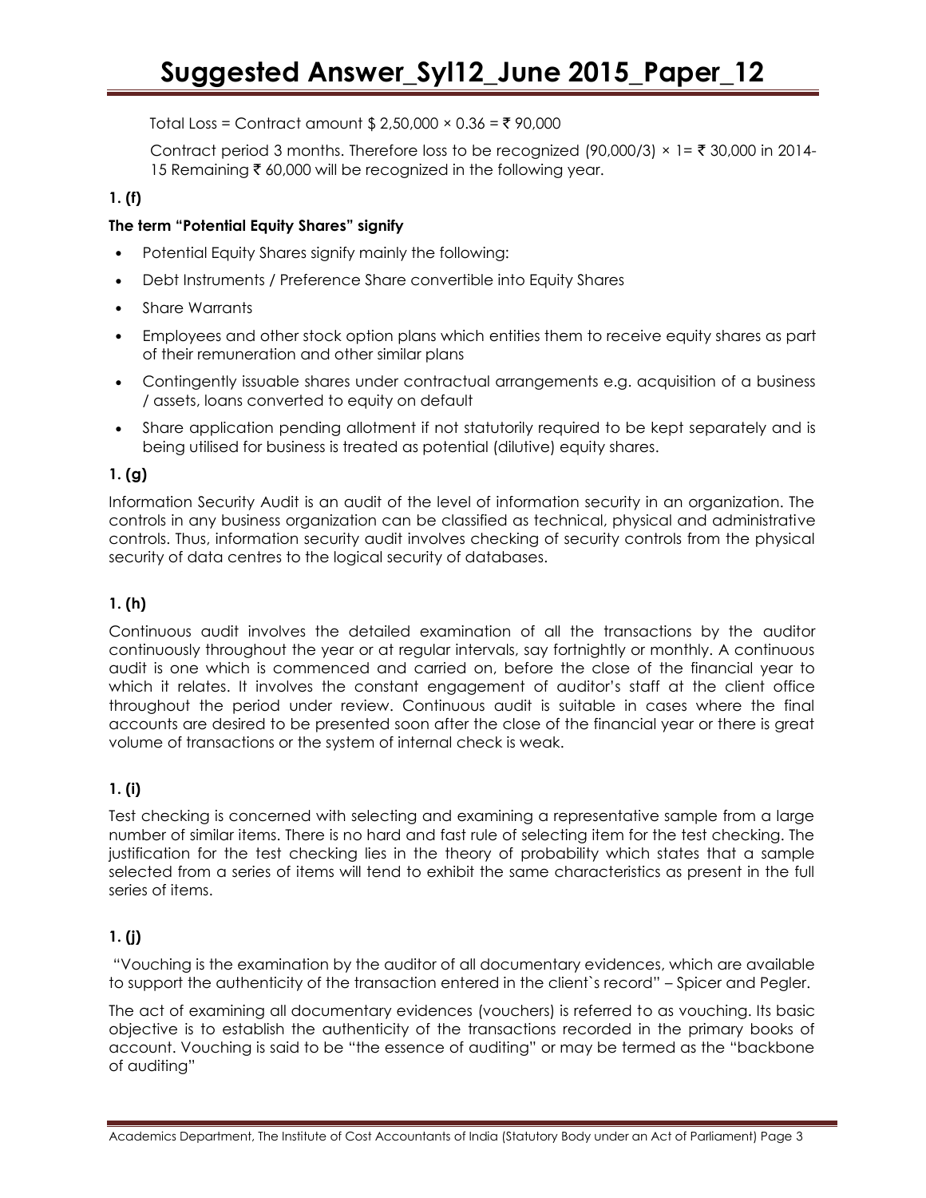Total Loss = Contract amount \$ 2,50,000 × 0.36 = ₹ 90,000

Contract period 3 months. Therefore loss to be recognized (90,000/3) × 1= ₹ 30,000 in 2014-15 Remaining ₹ 60,000 will be recognized in the following year.

**1. (f)**

**The term "Potential Equity Shares" signify**

- Potential Equity Shares signify mainly the following:
- Debt Instruments / Preference Share convertible into Equity Shares
- Share Warrants
- Employees and other stock option plans which entities them to receive equity shares as part of their remuneration and other similar plans
- Contingently issuable shares under contractual arrangements e.g. acquisition of a business / assets, loans converted to equity on default
- Share application pending allotment if not statutorily required to be kept separately and is being utilised for business is treated as potential (dilutive) equity shares.

**1. (g)**

Information Security Audit is an audit of the level of information security in an organization. The controls in any business organization can be classified as technical, physical and administrative controls. Thus, information security audit involves checking of security controls from the physical security of data centres to the logical security of databases.

**1. (h)**

Continuous audit involves the detailed examination of all the transactions by the auditor continuously throughout the year or at regular intervals, say fortnightly or monthly. A continuous audit is one which is commenced and carried on, before the close of the financial year to which it relates. It involves the constant engagement of auditor's staff at the client office throughout the period under review. Continuous audit is suitable in cases where the final accounts are desired to be presented soon after the close of the financial year or there is great volume of transactions or the system of internal check is weak.

**1. (i)**

Test checking is concerned with selecting and examining a representative sample from a large number of similar items. There is no hard and fast rule of selecting item for the test checking. The justification for the test checking lies in the theory of probability which states that a sample selected from a series of items will tend to exhibit the same characteristics as present in the full series of items.

**1. (j)**

"Vouching is the examination by the auditor of all documentary evidences, which are available to support the authenticity of the transaction entered in the client`s record" – Spicer and Pegler.

The act of examining all documentary evidences (vouchers) is referred to as vouching. Its basic objective is to establish the authenticity of the transactions recorded in the primary books of account. Vouching is said to be "the essence of auditing" or may be termed as the "backbone of auditing"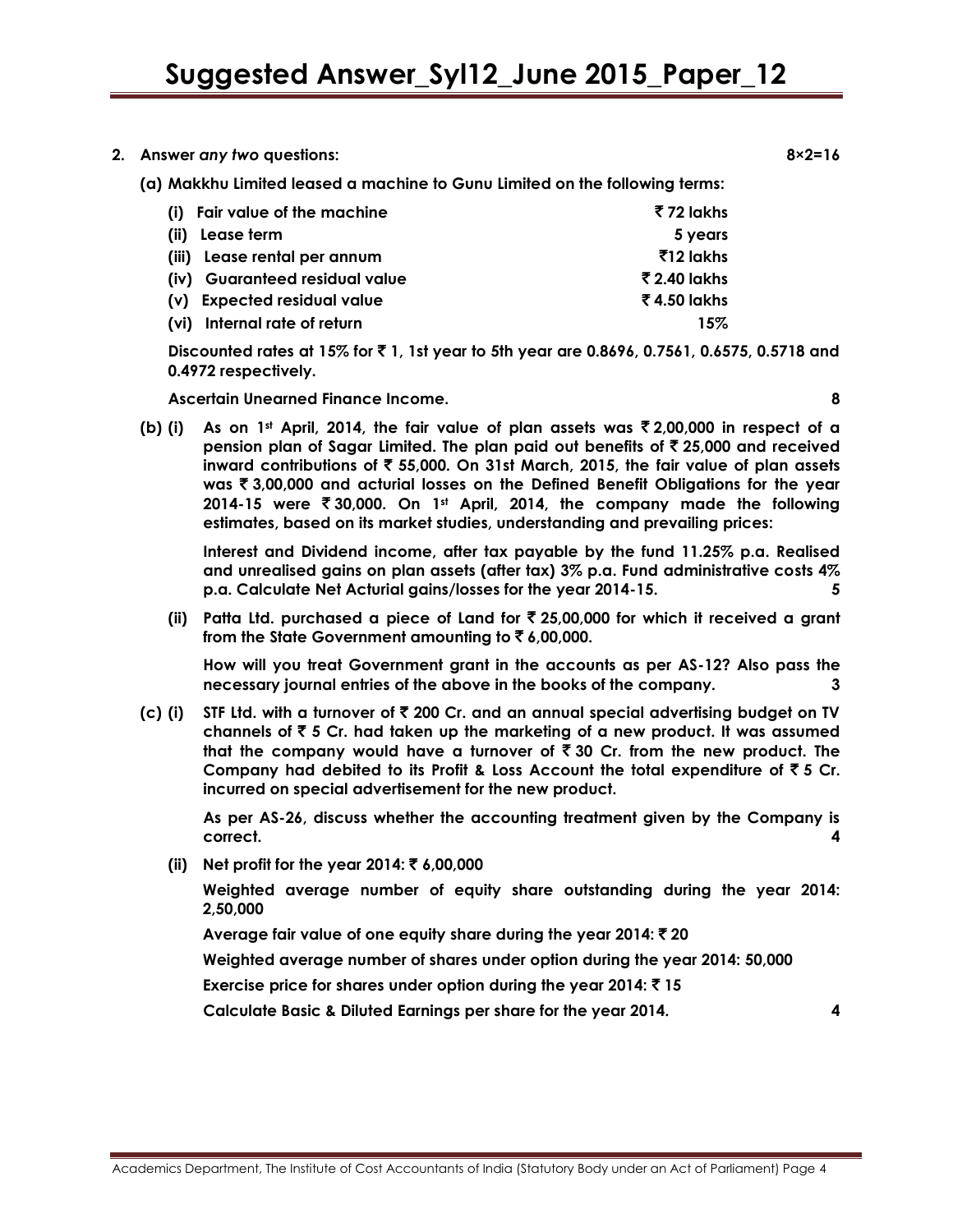**2. Answer *any two* questions: 8×2=16**

**(a) Makkhu Limited leased a machine to Gunu Limited on the following terms:**

| | |
|---|---|
| **(i) Fair value of the machine** | **₹ 72 lakhs** |
| **(ii) Lease term** | **5 years** |
| **(iii) Lease rental per annum** | **₹12 lakhs** |
| **(iv) Guaranteed residual value** | **₹ 2.40 lakhs** |
| **(v) Expected residual value** | **₹ 4.50 lakhs** |
| **(vi) Internal rate of return** | **15%** |

**Discounted rates at 15% for ₹ 1, 1st year to 5th year are 0.8696, 0.7561, 0.6575, 0.5718 and 0.4972 respectively.**

**Ascertain Unearned Finance Income. 8**

**(b) (i) As on 1st April, 2014, the fair value of plan assets was ₹ 2,00,000 in respect of a pension plan of Sagar Limited. The plan paid out benefits of ₹ 25,000 and received inward contributions of ₹ 55,000. On 31st March, 2015, the fair value of plan assets was ₹ 3,00,000 and acturial losses on the Defined Benefit Obligations for the year 2014-15 were ₹ 30,000. On 1st April, 2014, the company made the following estimates, based on its market studies, understanding and prevailing prices:**

**Interest and Dividend income, after tax payable by the fund 11.25% p.a. Realised and unrealised gains on plan assets (after tax) 3% p.a. Fund administrative costs 4% p.a. Calculate Net Acturial gains/losses for the year 2014-15. 5**

**(ii) Patta Ltd. purchased a piece of Land for ₹ 25,00,000 for which it received a grant from the State Government amounting to ₹ 6,00,000.**

**How will you treat Government grant in the accounts as per AS-12? Also pass the necessary journal entries of the above in the books of the company. 3**

**(c) (i) STF Ltd. with a turnover of ₹ 200 Cr. and an annual special advertising budget on TV channels of ₹ 5 Cr. had taken up the marketing of a new product. It was assumed that the company would have a turnover of ₹ 30 Cr. from the new product. The Company had debited to its Profit & Loss Account the total expenditure of ₹ 5 Cr. incurred on special advertisement for the new product.**

**As per AS-26, discuss whether the accounting treatment given by the Company is correct. 4**

**(ii) Net profit for the year 2014: ₹ 6,00,000**

**Weighted average number of equity share outstanding during the year 2014: 2,50,000**

**Average fair value of one equity share during the year 2014: ₹ 20**

**Weighted average number of shares under option during the year 2014: 50,000**

**Exercise price for shares under option during the year 2014: ₹ 15**

**Calculate Basic & Diluted Earnings per share for the year 2014. 4**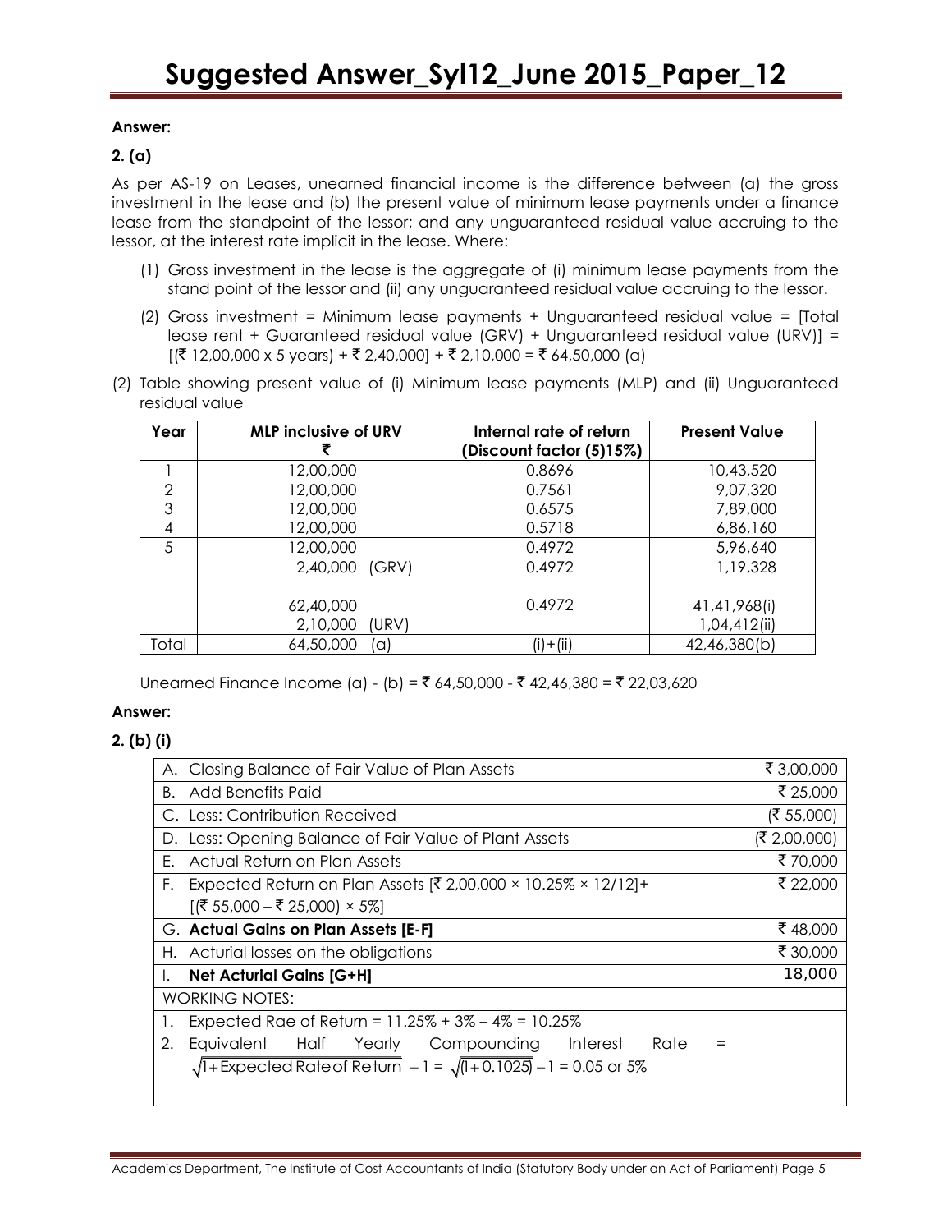**Answer:**

**2. (a)**

As per AS-19 on Leases, unearned financial income is the difference between (a) the gross investment in the lease and (b) the present value of minimum lease payments under a finance lease from the standpoint of the lessor; and any unguaranteed residual value accruing to the lessor, at the interest rate implicit in the lease. Where:

(1) Gross investment in the lease is the aggregate of (i) minimum lease payments from the stand point of the lessor and (ii) any unguaranteed residual value accruing to the lessor.

(2) Gross investment = Minimum lease payments + Unguaranteed residual value = [Total lease rent + Guaranteed residual value (GRV) + Unguaranteed residual value (URV)] = [(₹ 12,00,000 x 5 years) + ₹ 2,40,000] + ₹ 2,10,000 = ₹ 64,50,000 (a)

(2) Table showing present value of (i) Minimum lease payments (MLP) and (ii) Unguaranteed residual value

| Year | MLP inclusive of URV ₹ | Internal rate of return (Discount factor (5)15%) | Present Value |
|---|---|---|---|
| 1 | 12,00,000 | 0.8696 | 10,43,520 |
| 2 | 12,00,000 | 0.7561 | 9,07,320 |
| 3 | 12,00,000 | 0.6575 | 7,89,000 |
| 4 | 12,00,000 | 0.5718 | 6,86,160 |
| 5 | 12,00,000 | 0.4972 | 5,96,640 |
| | 2,40,000 (GRV) | 0.4972 | 1,19,328 |
| | 62,40,000 | 0.4972 | 41,41,968(i) |
| | 2,10,000 (URV) | | 1,04,412(ii) |
| Total | 64,50,000 (a) | (i)+(ii) | 42,46,380(b) |

Unearned Finance Income (a) - (b) = ₹ 64,50,000 - ₹ 42,46,380 = ₹ 22,03,620

**Answer:**

**2. (b) (i)**

| | | |
|---|---|---|
| A. | Closing Balance of Fair Value of Plan Assets | ₹ 3,00,000 |
| B. | Add Benefits Paid | ₹ 25,000 |
| C. | Less: Contribution Received | (₹ 55,000) |
| D. | Less: Opening Balance of Fair Value of Plant Assets | (₹ 2,00,000) |
| E. | Actual Return on Plan Assets | ₹ 70,000 |
| F. | Expected Return on Plan Assets [₹ 2,00,000 × 10.25% × 12/12]+ [(₹ 55,000 – ₹ 25,000) × 5%] | ₹ 22,000 |
| G. | **Actual Gains on Plan Assets [E-F]** | ₹ 48,000 |
| H. | Acturial losses on the obligations | ₹ 30,000 |
| I. | **Net Acturial Gains [G+H]** | 18,000 |
| | WORKING NOTES: | |
| 1. | Expected Rae of Return = 11.25% + 3% – 4% = 10.25% | |
| 2. | Equivalent Half Yearly Compounding Interest Rate = $\sqrt{1+\text{Expected Rate of Return}} - 1 = \sqrt{(1+0.1025)} - 1$ = 0.05 or 5% | |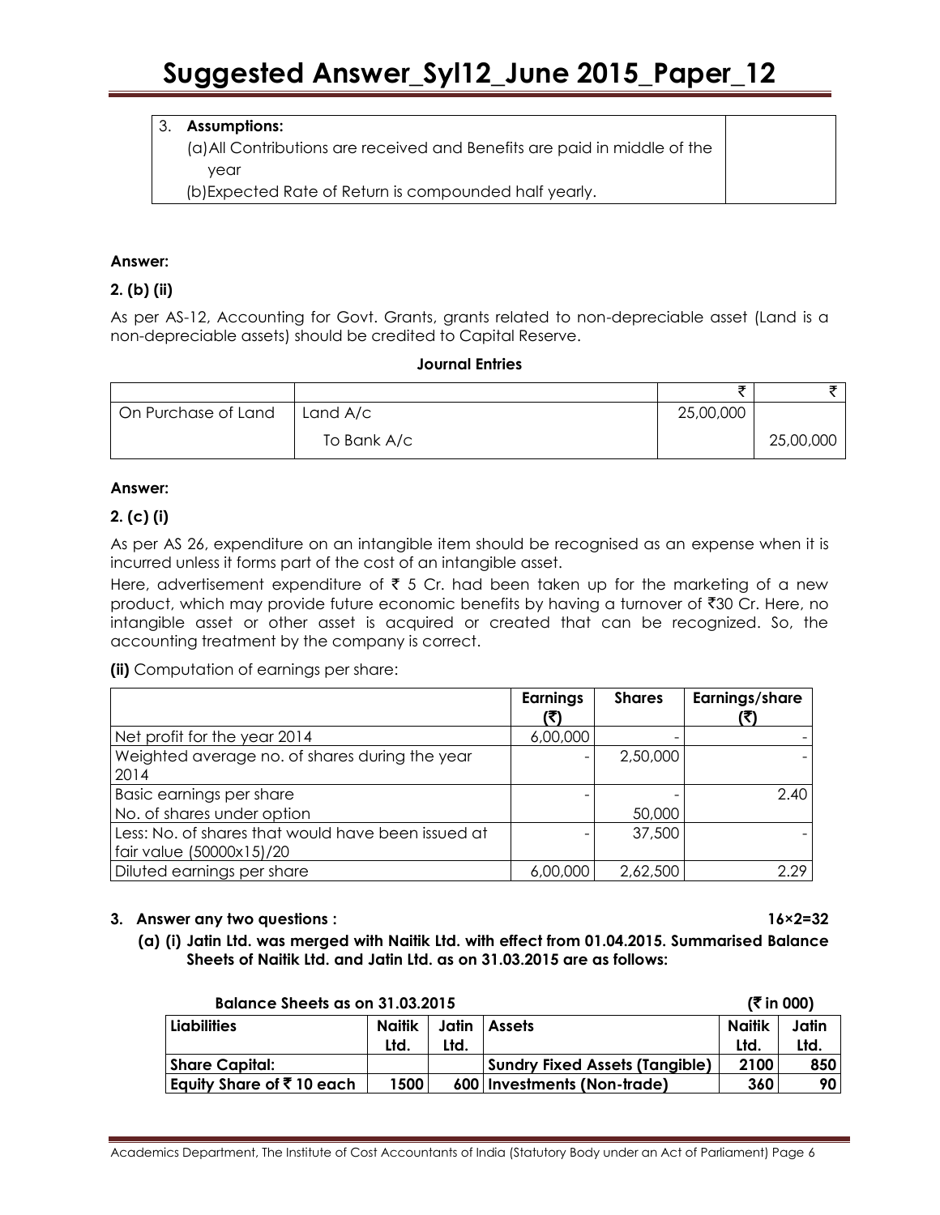| 3. **Assumptions:** | |
|---|---|
| (a) All Contributions are received and Benefits are paid in middle of the year | |
| (b) Expected Rate of Return is compounded half yearly. | |

**Answer:**

**2. (b) (ii)**

As per AS-12, Accounting for Govt. Grants, grants related to non-depreciable asset (Land is a non-depreciable assets) should be credited to Capital Reserve.

**Journal Entries**

| | | ₹ | ₹ |
|---|---|---|---|
| On Purchase of Land | Land A/c | 25,00,000 | |
| | To Bank A/c | | 25,00,000 |

**Answer:**

**2. (c) (i)**

As per AS 26, expenditure on an intangible item should be recognised as an expense when it is incurred unless it forms part of the cost of an intangible asset.

Here, advertisement expenditure of ₹ 5 Cr. had been taken up for the marketing of a new product, which may provide future economic benefits by having a turnover of ₹30 Cr. Here, no intangible asset or other asset is acquired or created that can be recognized. So, the accounting treatment by the company is correct.

**(ii)** Computation of earnings per share:

| | Earnings (₹) | Shares | Earnings/share (₹) |
|---|---|---|---|
| Net profit for the year 2014 | 6,00,000 | - | - |
| Weighted average no. of shares during the year 2014 | - | 2,50,000 | - |
| Basic earnings per share<br>No. of shares under option | - | -<br>50,000 | 2.40 |
| Less: No. of shares that would have been issued at fair value (50000x15)/20 | - | 37,500 | - |
| Diluted earnings per share | 6,00,000 | 2,62,500 | 2.29 |

**3. Answer any two questions : 16×2=32**

**(a) (i) Jatin Ltd. was merged with Naitik Ltd. with effect from 01.04.2015. Summarised Balance Sheets of Naitik Ltd. and Jatin Ltd. as on 31.03.2015 are as follows:**

**Balance Sheets as on 31.03.2015** **(₹ in 000)**

| Liabilities | Naitik Ltd. | Jatin Ltd. | Assets | Naitik Ltd. | Jatin Ltd. |
|---|---|---|---|---|---|
| **Share Capital:** | | | **Sundry Fixed Assets (Tangible)** | **2100** | **850** |
| **Equity Share of ₹ 10 each** | **1500** | **600** | **Investments (Non-trade)** | **360** | **90** |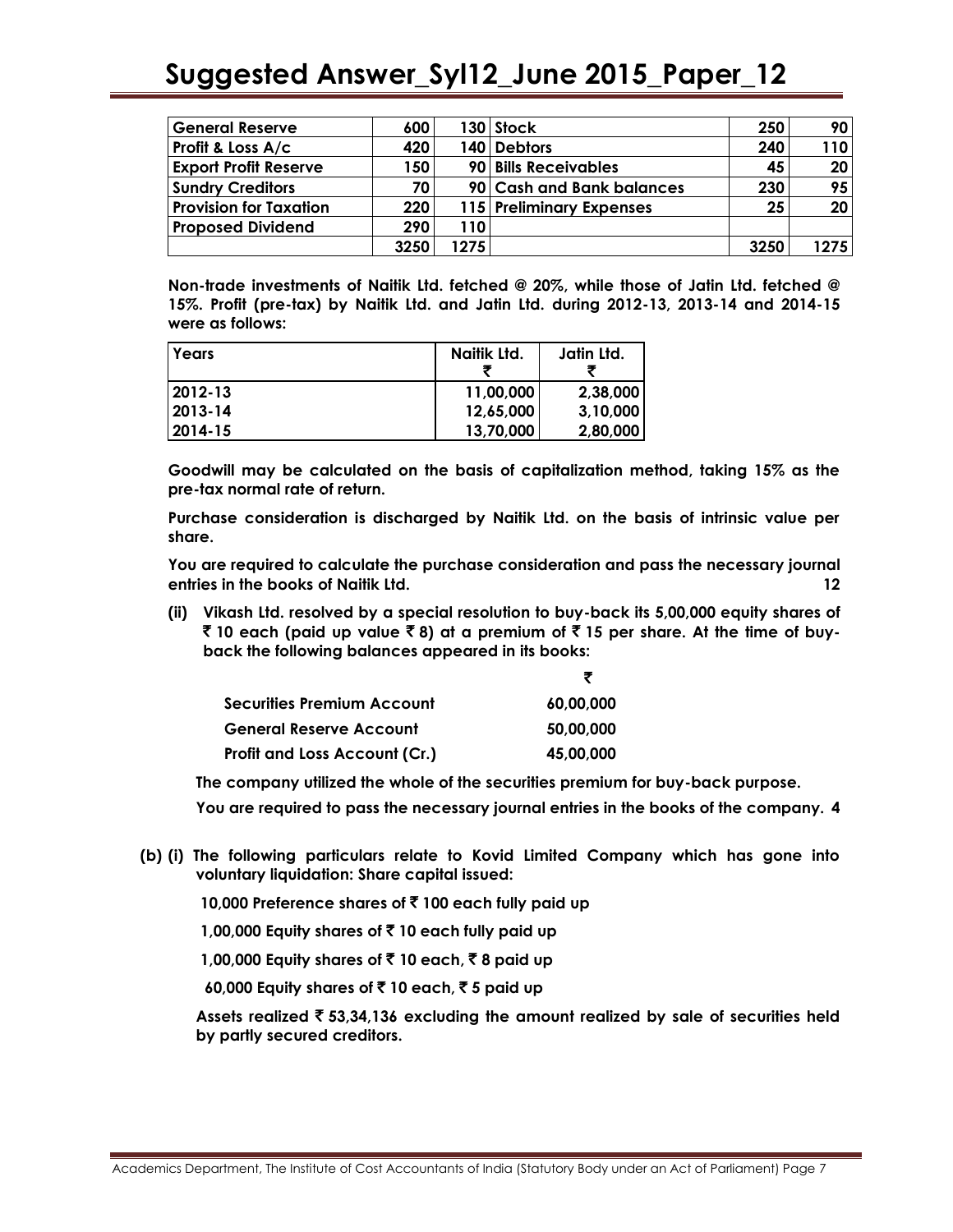| General Reserve | 600 | 130 | Stock | 250 | 90 |
|---|---|---|---|---|---|
| Profit & Loss A/c | 420 | 140 | Debtors | 240 | 110 |
| Export Profit Reserve | 150 | 90 | Bills Receivables | 45 | 20 |
| Sundry Creditors | 70 | 90 | Cash and Bank balances | 230 | 95 |
| Provision for Taxation | 220 | 115 | Preliminary Expenses | 25 | 20 |
| Proposed Dividend | 290 | 110 | | | |
| | 3250 | 1275 | | 3250 | 1275 |

**Non-trade investments of Naitik Ltd. fetched @ 20%, while those of Jatin Ltd. fetched @ 15%. Profit (pre-tax) by Naitik Ltd. and Jatin Ltd. during 2012-13, 2013-14 and 2014-15 were as follows:**

| Years | Naitik Ltd. ₹ | Jatin Ltd. ₹ |
|---|---|---|
| 2012-13 | 11,00,000 | 2,38,000 |
| 2013-14 | 12,65,000 | 3,10,000 |
| 2014-15 | 13,70,000 | 2,80,000 |

**Goodwill may be calculated on the basis of capitalization method, taking 15% as the pre-tax normal rate of return.**

**Purchase consideration is discharged by Naitik Ltd. on the basis of intrinsic value per share.**

**You are required to calculate the purchase consideration and pass the necessary journal entries in the books of Naitik Ltd.** **12**

**(ii) Vikash Ltd. resolved by a special resolution to buy-back its 5,00,000 equity shares of ₹ 10 each (paid up value ₹ 8) at a premium of ₹ 15 per share. At the time of buy-back the following balances appeared in its books:**

| | ₹ |
|---|---|
| Securities Premium Account | 60,00,000 |
| General Reserve Account | 50,00,000 |
| Profit and Loss Account (Cr.) | 45,00,000 |

**The company utilized the whole of the securities premium for buy-back purpose.**

**You are required to pass the necessary journal entries in the books of the company.** **4**

**(b) (i) The following particulars relate to Kovid Limited Company which has gone into voluntary liquidation: Share capital issued:**

**10,000 Preference shares of ₹ 100 each fully paid up**

**1,00,000 Equity shares of ₹ 10 each fully paid up**

**1,00,000 Equity shares of ₹ 10 each, ₹ 8 paid up**

**60,000 Equity shares of ₹ 10 each, ₹ 5 paid up**

**Assets realized ₹ 53,34,136 excluding the amount realized by sale of securities held by partly secured creditors.**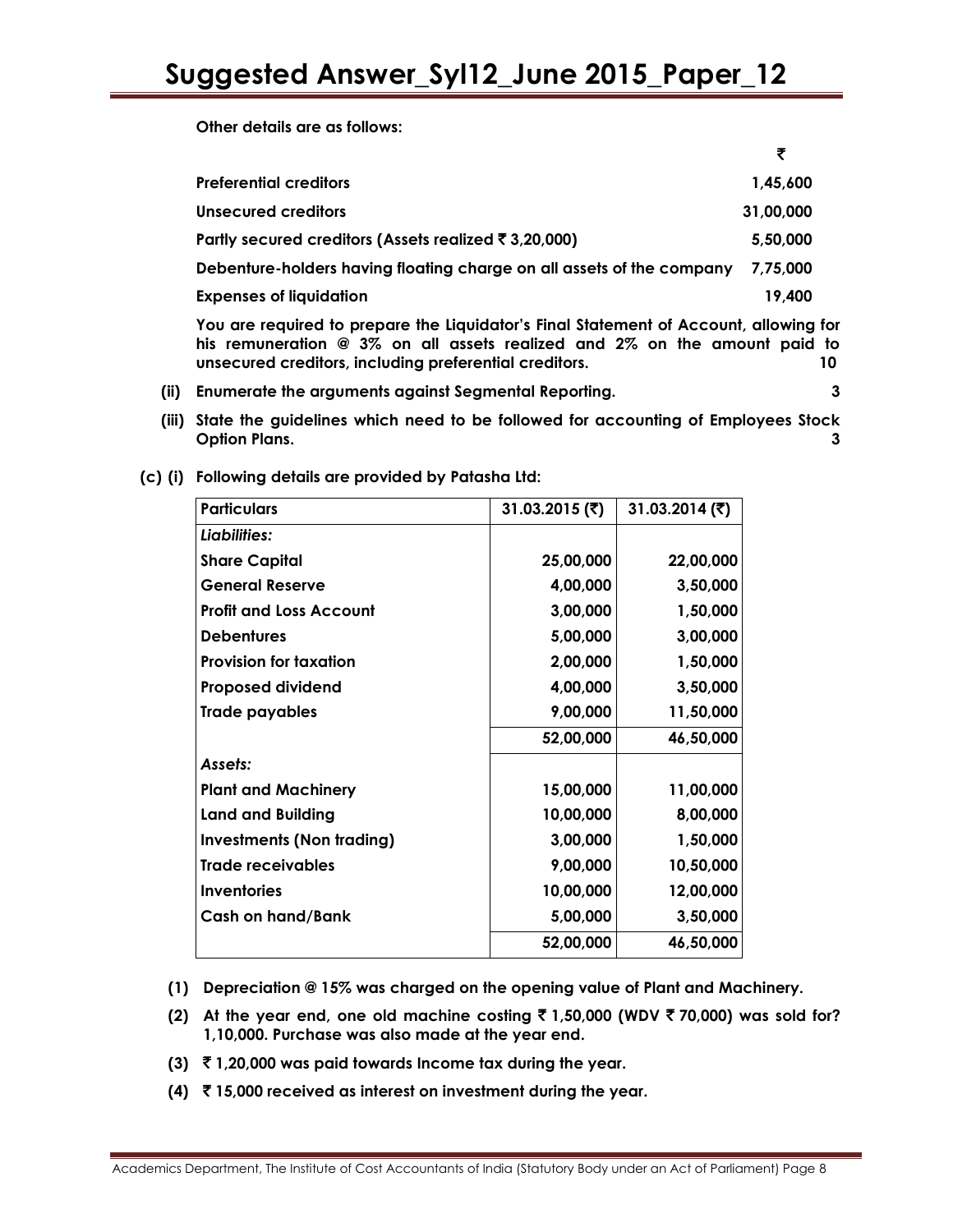**Other details are as follows:**

| | ₹ |
|---|---|
| **Preferential creditors** | **1,45,600** |
| **Unsecured creditors** | **31,00,000** |
| **Partly secured creditors (Assets realized ₹ 3,20,000)** | **5,50,000** |
| **Debenture-holders having floating charge on all assets of the company** | **7,75,000** |
| **Expenses of liquidation** | **19,400** |

**You are required to prepare the Liquidator's Final Statement of Account, allowing for his remuneration @ 3% on all assets realized and 2% on the amount paid to unsecured creditors, including preferential creditors.** **10**

**(ii) Enumerate the arguments against Segmental Reporting.** **3**

**(iii) State the guidelines which need to be followed for accounting of Employees Stock Option Plans.** **3**

**(c) (i) Following details are provided by Patasha Ltd:**

| **Particulars** | **31.03.2015 (₹)** | **31.03.2014 (₹)** |
|---|---|---|
| ***Liabilities:*** | | |
| **Share Capital** | **25,00,000** | **22,00,000** |
| **General Reserve** | **4,00,000** | **3,50,000** |
| **Profit and Loss Account** | **3,00,000** | **1,50,000** |
| **Debentures** | **5,00,000** | **3,00,000** |
| **Provision for taxation** | **2,00,000** | **1,50,000** |
| **Proposed dividend** | **4,00,000** | **3,50,000** |
| **Trade payables** | **9,00,000** | **11,50,000** |
| | **52,00,000** | **46,50,000** |
| ***Assets:*** | | |
| **Plant and Machinery** | **15,00,000** | **11,00,000** |
| **Land and Building** | **10,00,000** | **8,00,000** |
| **Investments (Non trading)** | **3,00,000** | **1,50,000** |
| **Trade receivables** | **9,00,000** | **10,50,000** |
| **Inventories** | **10,00,000** | **12,00,000** |
| **Cash on hand/Bank** | **5,00,000** | **3,50,000** |
| | **52,00,000** | **46,50,000** |

**(1) Depreciation @ 15% was charged on the opening value of Plant and Machinery.**

**(2) At the year end, one old machine costing ₹ 1,50,000 (WDV ₹ 70,000) was sold for? 1,10,000. Purchase was also made at the year end.**

**(3) ₹ 1,20,000 was paid towards Income tax during the year.**

**(4) ₹ 15,000 received as interest on investment during the year.**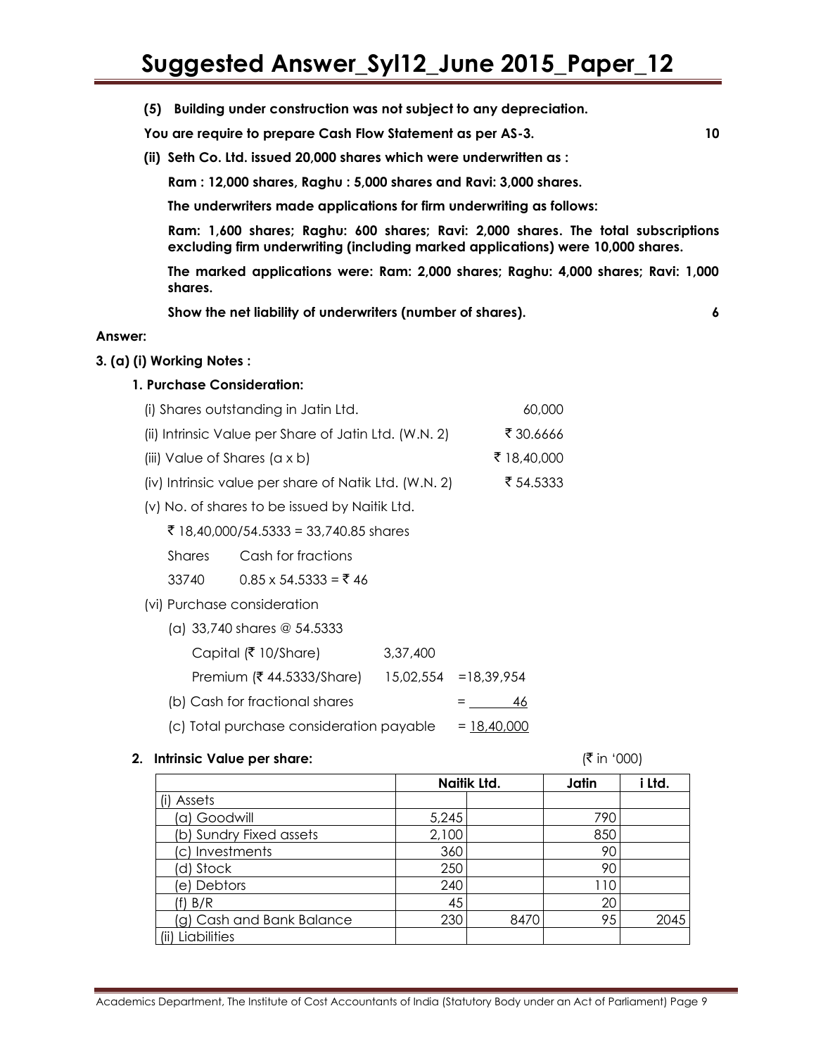**(5) Building under construction was not subject to any depreciation.**

**You are require to prepare Cash Flow Statement as per AS-3.** **10**

**(ii) Seth Co. Ltd. issued 20,000 shares which were underwritten as :**

**Ram : 12,000 shares, Raghu : 5,000 shares and Ravi: 3,000 shares.**

**The underwriters made applications for firm underwriting as follows:**

**Ram: 1,600 shares; Raghu: 600 shares; Ravi: 2,000 shares. The total subscriptions excluding firm underwriting (including marked applications) were 10,000 shares.**

**The marked applications were: Ram: 2,000 shares; Raghu: 4,000 shares; Ravi: 1,000 shares.**

**Show the net liability of underwriters (number of shares).** **6**

**Answer:**

**3. (a) (i) Working Notes :**

**1. Purchase Consideration:**

| | |
|---|---|
| (i) Shares outstanding in Jatin Ltd. | 60,000 |
| (ii) Intrinsic Value per Share of Jatin Ltd. (W.N. 2) | ₹ 30.6666 |
| (iii) Value of Shares (a x b) | ₹ 18,40,000 |
| (iv) Intrinsic value per share of Natik Ltd. (W.N. 2) | ₹ 54.5333 |

(v) No. of shares to be issued by Naitik Ltd.

₹ 18,40,000/54.5333 = 33,740.85 shares

| Shares | Cash for fractions |
|---|---|
| 33740 | 0.85 x 54.5333 = ₹ 46 |

(vi) Purchase consideration

| | | |
|---|---|---|
| (a) 33,740 shares @ 54.5333 | | |
| Capital (₹ 10/Share) | 3,37,400 | |
| Premium (₹ 44.5333/Share) | 15,02,554 | =18,39,954 |
| (b) Cash for fractional shares | | = 46 |
| (c) Total purchase consideration payable | | = 18,40,000 |

**2. Intrinsic Value per share:** (₹ in '000)

| | Naitik Ltd. | | Jatin | i Ltd. |
|---|---|---|---|---|
| (i) Assets | | | | |
| (a) Goodwill | 5,245 | | 790 | |
| (b) Sundry Fixed assets | 2,100 | | 850 | |
| (c) Investments | 360 | | 90 | |
| (d) Stock | 250 | | 90 | |
| (e) Debtors | 240 | | 110 | |
| (f) B/R | 45 | | 20 | |
| (g) Cash and Bank Balance | 230 | 8470 | 95 | 2045 |
| (ii) Liabilities | | | | |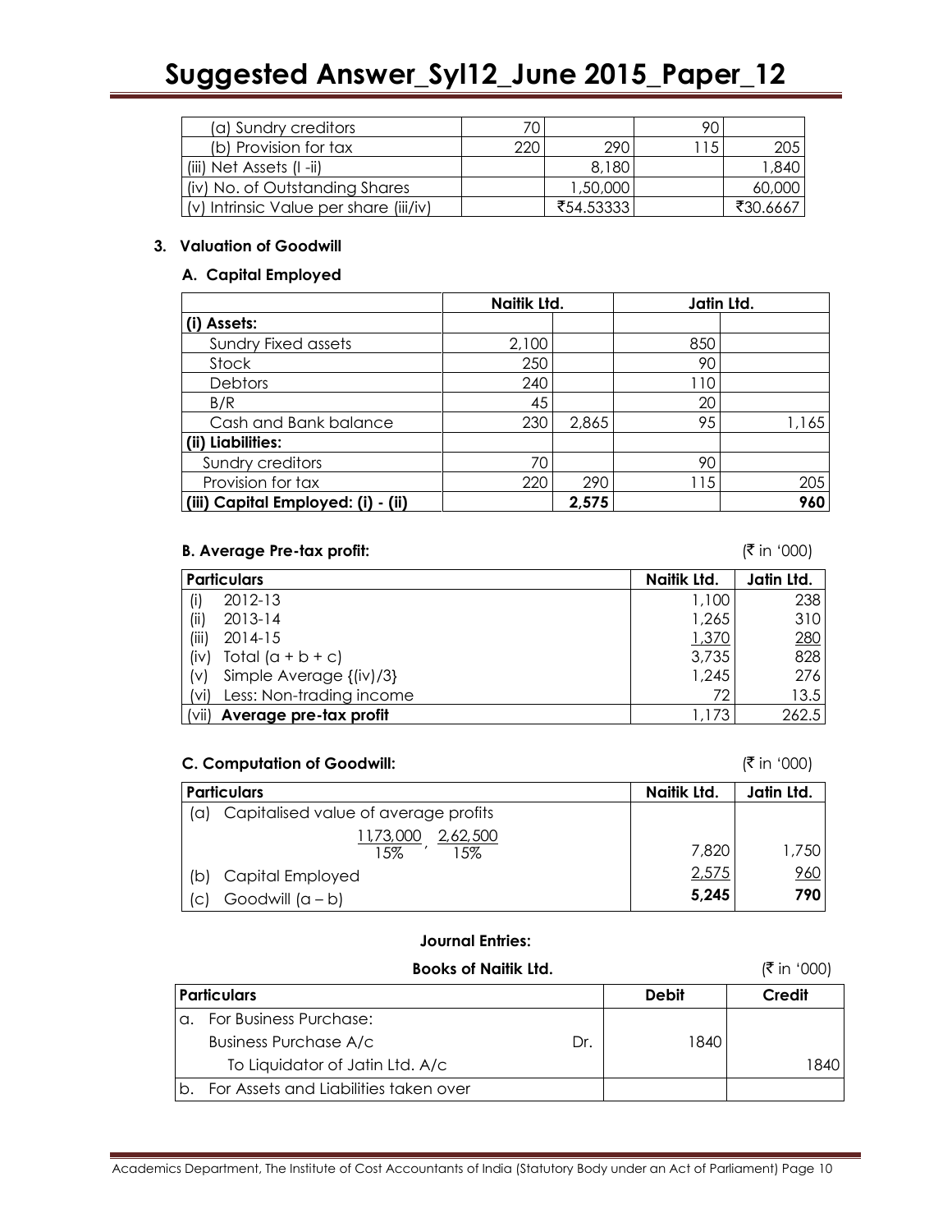| (a) Sundry creditors | 70 | | 90 | |
|---|---|---|---|---|
| (b) Provision for tax | 220 | 290 | 115 | 205 |
| (iii) Net Assets (I -ii) | | 8,180 | | 1,840 |
| (iv) No. of Outstanding Shares | | 1,50,000 | | 60,000 |
| (v) Intrinsic Value per share (iii/iv) | | ₹54.53333 | | ₹30.6667 |

**3. Valuation of Goodwill**

**A. Capital Employed**

| | Naitik Ltd. | | Jatin Ltd. | |
|---|---|---|---|---|
| **(i) Assets:** | | | | |
| Sundry Fixed assets | 2,100 | | 850 | |
| Stock | 250 | | 90 | |
| Debtors | 240 | | 110 | |
| B/R | 45 | | 20 | |
| Cash and Bank balance | 230 | 2,865 | 95 | 1,165 |
| **(ii) Liabilities:** | | | | |
| Sundry creditors | 70 | | 90 | |
| Provision for tax | 220 | 290 | 115 | 205 |
| **(iii) Capital Employed: (i) - (ii)** | | **2,575** | | **960** |

**B. Average Pre-tax profit:** (₹ in '000)

| Particulars | Naitik Ltd. | Jatin Ltd. |
|---|---|---|
| (i) 2012-13 | 1,100 | 238 |
| (ii) 2013-14 | 1,265 | 310 |
| (iii) 2014-15 | 1,370 | 280 |
| (iv) Total (a + b + c) | 3,735 | 828 |
| (v) Simple Average {(iv)/3} | 1,245 | 276 |
| (vi) Less: Non-trading income | 72 | 13.5 |
| (vii) **Average pre-tax profit** | 1,173 | 262.5 |

**C. Computation of Goodwill:** (₹ in '000)

| Particulars | Naitik Ltd. | Jatin Ltd. |
|---|---|---|
| (a) Capitalised value of average profits $\frac{11,73,000}{15\%}, \frac{2,62,500}{15\%}$ | 7,820 | 1,750 |
| (b) Capital Employed | 2,575 | 960 |
| (c) Goodwill (a – b) | **5,245** | **790** |

**Journal Entries:**

**Books of Naitik Ltd.** (₹ in '000)

| Particulars | Debit | Credit |
|---|---|---|
| a. For Business Purchase: | | |
| Business Purchase A/c Dr. | 1840 | |
| To Liquidator of Jatin Ltd. A/c | | 1840 |
| b. For Assets and Liabilities taken over | | |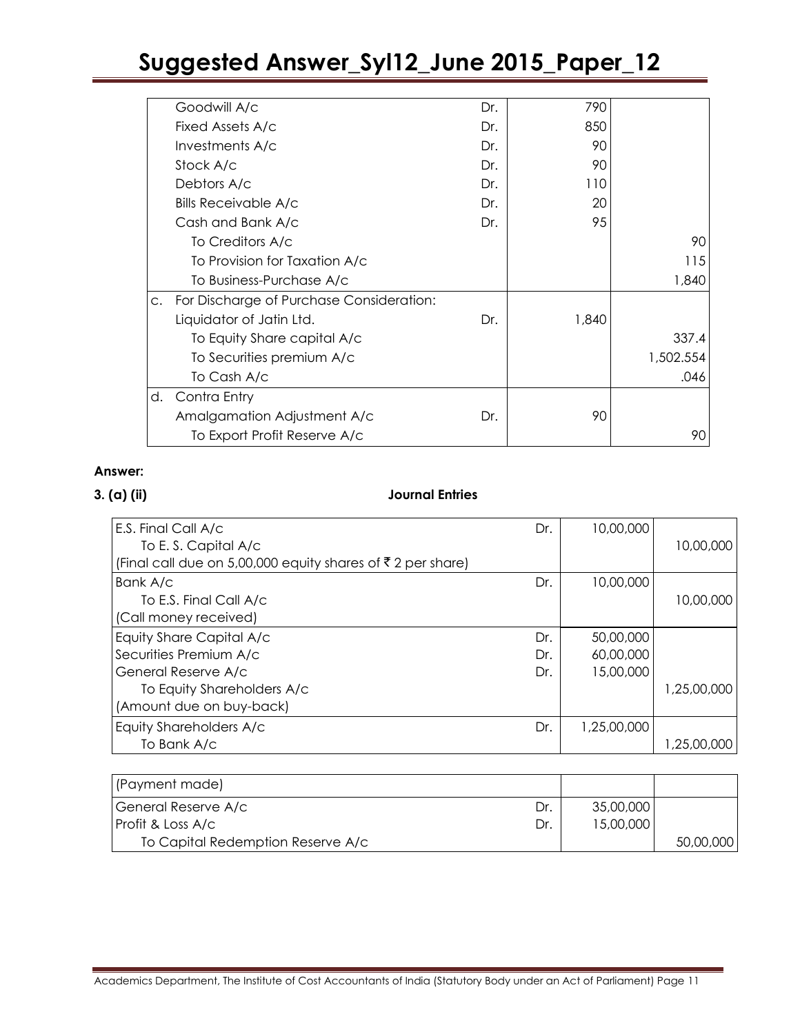| | | | | |
|---|---|---|---|---|
| | Goodwill A/c | Dr. | 790 | |
| | Fixed Assets A/c | Dr. | 850 | |
| | Investments A/c | Dr. | 90 | |
| | Stock A/c | Dr. | 90 | |
| | Debtors A/c | Dr. | 110 | |
| | Bills Receivable A/c | Dr. | 20 | |
| | Cash and Bank A/c | Dr. | 95 | |
| | To Creditors A/c | | | 90 |
| | To Provision for Taxation A/c | | | 115 |
| | To Business-Purchase A/c | | | 1,840 |
| c. | For Discharge of Purchase Consideration: | | | |
| | Liquidator of Jatin Ltd. | Dr. | 1,840 | |
| | To Equity Share capital A/c | | | 337.4 |
| | To Securities premium A/c | | | 1,502.554 |
| | To Cash A/c | | | .046 |
| d. | Contra Entry | | | |
| | Amalgamation Adjustment A/c | Dr. | 90 | |
| | To Export Profit Reserve A/c | | | 90 |

**Answer:**

**3. (a) (ii)** **Journal Entries**

| | | | |
|---|---|---|---|
| E.S. Final Call A/c | Dr. | 10,00,000 | |
| To E. S. Capital A/c | | | 10,00,000 |
| (Final call due on 5,00,000 equity shares of ₹ 2 per share) | | | |
| Bank A/c | Dr. | 10,00,000 | |
| To E.S. Final Call A/c | | | 10,00,000 |
| (Call money received) | | | |
| Equity Share Capital A/c | Dr. | 50,00,000 | |
| Securities Premium A/c | Dr. | 60,00,000 | |
| General Reserve A/c | Dr. | 15,00,000 | |
| To Equity Shareholders A/c | | | 1,25,00,000 |
| (Amount due on buy-back) | | | |
| Equity Shareholders A/c | Dr. | 1,25,00,000 | |
| To Bank A/c | | | 1,25,00,000 |
| (Payment made) | | | |
| General Reserve A/c | Dr. | 35,00,000 | |
| Profit & Loss A/c | Dr. | 15,00,000 | |
| To Capital Redemption Reserve A/c | | | 50,00,000 |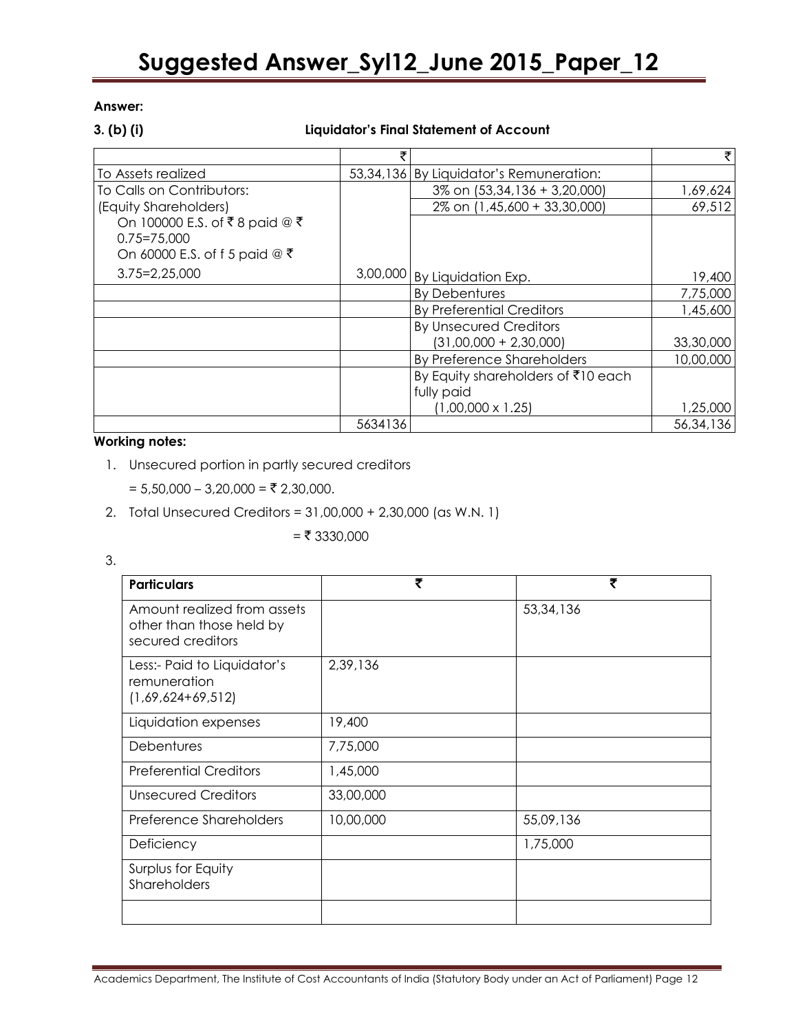**Answer:**

**3. (b) (i) Liquidator's Final Statement of Account**

| | ₹ | | ₹ |
|---|---|---|---|
| To Assets realized | 53,34,136 | By Liquidator's Remuneration: | |
| To Calls on Contributors: | | 3% on (53,34,136 + 3,20,000) | 1,69,624 |
| (Equity Shareholders) | | 2% on (1,45,600 + 33,30,000) | 69,512 |
| On 100000 E.S. of ₹ 8 paid @ ₹ 0.75=75,000<br>On 60000 E.S. of f 5 paid @ ₹ 3.75=2,25,000 | 3,00,000 | By Liquidation Exp. | 19,400 |
| | | By Debentures | 7,75,000 |
| | | By Preferential Creditors | 1,45,600 |
| | | By Unsecured Creditors (31,00,000 + 2,30,000) | 33,30,000 |
| | | By Preference Shareholders | 10,00,000 |
| | | By Equity shareholders of ₹10 each fully paid (1,00,000 x 1.25) | 1,25,000 |
| | 5634136 | | 56,34,136 |

**Working notes:**

1. Unsecured portion in partly secured creditors

   = 5,50,000 – 3,20,000 = ₹ 2,30,000.

2. Total Unsecured Creditors = 31,00,000 + 2,30,000 (as W.N. 1)

   = ₹ 3330,000

3.

| Particulars | ₹ | ₹ |
|---|---|---|
| Amount realized from assets other than those held by secured creditors | | 53,34,136 |
| Less:- Paid to Liquidator's remuneration (1,69,624+69,512) | 2,39,136 | |
| Liquidation expenses | 19,400 | |
| Debentures | 7,75,000 | |
| Preferential Creditors | 1,45,000 | |
| Unsecured Creditors | 33,00,000 | |
| Preference Shareholders | 10,00,000 | 55,09,136 |
| Deficiency | | 1,75,000 |
| Surplus for Equity Shareholders | | |
| | | |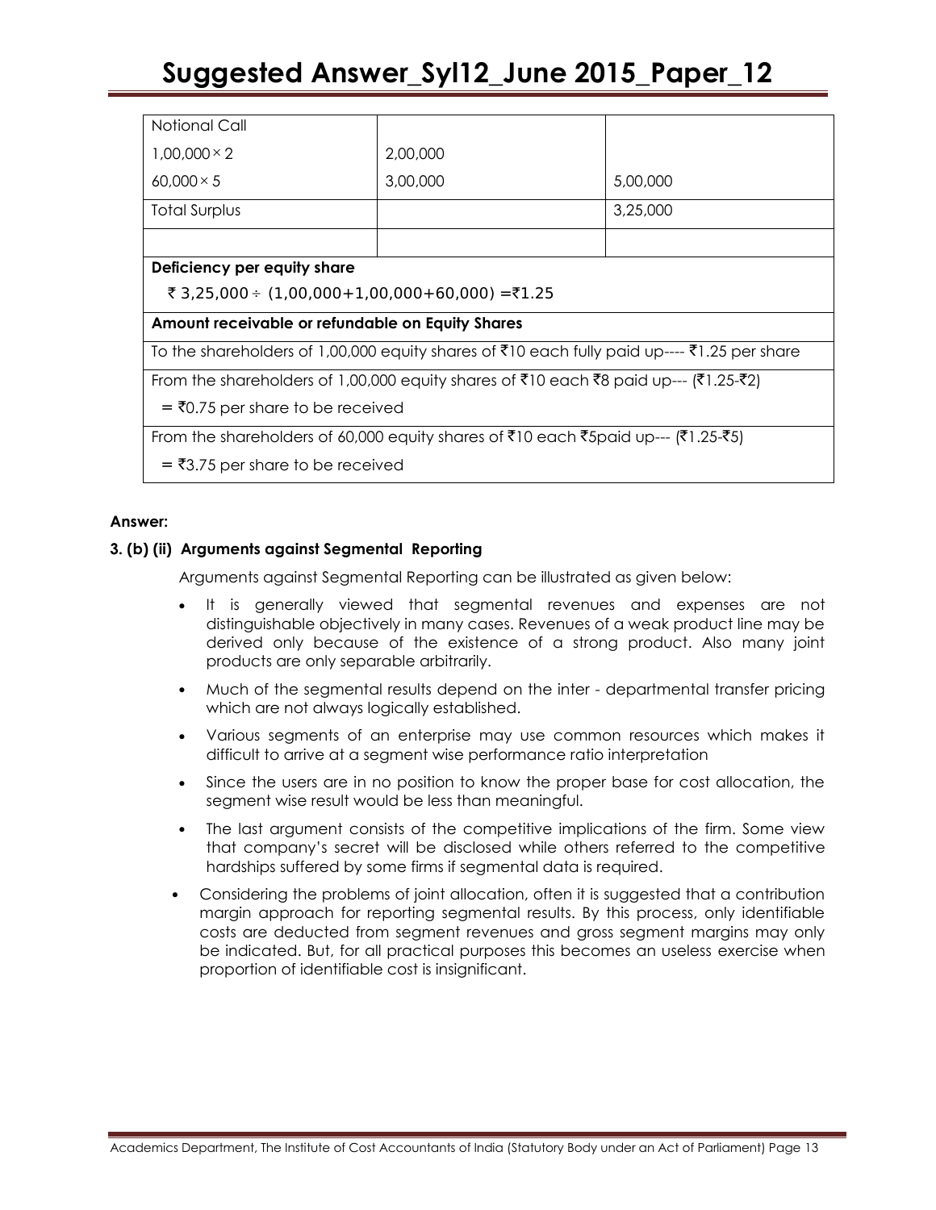| Notional Call | | |
|---|---|---|
| 1,00,000 × 2 | 2,00,000 | |
| 60,000 × 5 | 3,00,000 | 5,00,000 |
| Total Surplus | | 3,25,000 |
| | | |
| **Deficiency per equity share** | | |
| ₹ 3,25,000 ÷ (1,00,000+1,00,000+60,000) =₹1.25 | | |
| **Amount receivable or refundable on Equity Shares** | | |
| To the shareholders of 1,00,000 equity shares of ₹10 each fully paid up---- ₹1.25 per share | | |
| From the shareholders of 1,00,000 equity shares of ₹10 each ₹8 paid up--- (₹1.25-₹2) = ₹0.75 per share to be received | | |
| From the shareholders of 60,000 equity shares of ₹10 each ₹5paid up--- (₹1.25-₹5) = ₹3.75 per share to be received | | |

**Answer:**

**3. (b) (ii) Arguments against Segmental Reporting**

Arguments against Segmental Reporting can be illustrated as given below:

- It is generally viewed that segmental revenues and expenses are not distinguishable objectively in many cases. Revenues of a weak product line may be derived only because of the existence of a strong product. Also many joint products are only separable arbitrarily.
- Much of the segmental results depend on the inter - departmental transfer pricing which are not always logically established.
- Various segments of an enterprise may use common resources which makes it difficult to arrive at a segment wise performance ratio interpretation
- Since the users are in no position to know the proper base for cost allocation, the segment wise result would be less than meaningful.
- The last argument consists of the competitive implications of the firm. Some view that company's secret will be disclosed while others referred to the competitive hardships suffered by some firms if segmental data is required.
- Considering the problems of joint allocation, often it is suggested that a contribution margin approach for reporting segmental results. By this process, only identifiable costs are deducted from segment revenues and gross segment margins may only be indicated. But, for all practical purposes this becomes an useless exercise when proportion of identifiable cost is insignificant.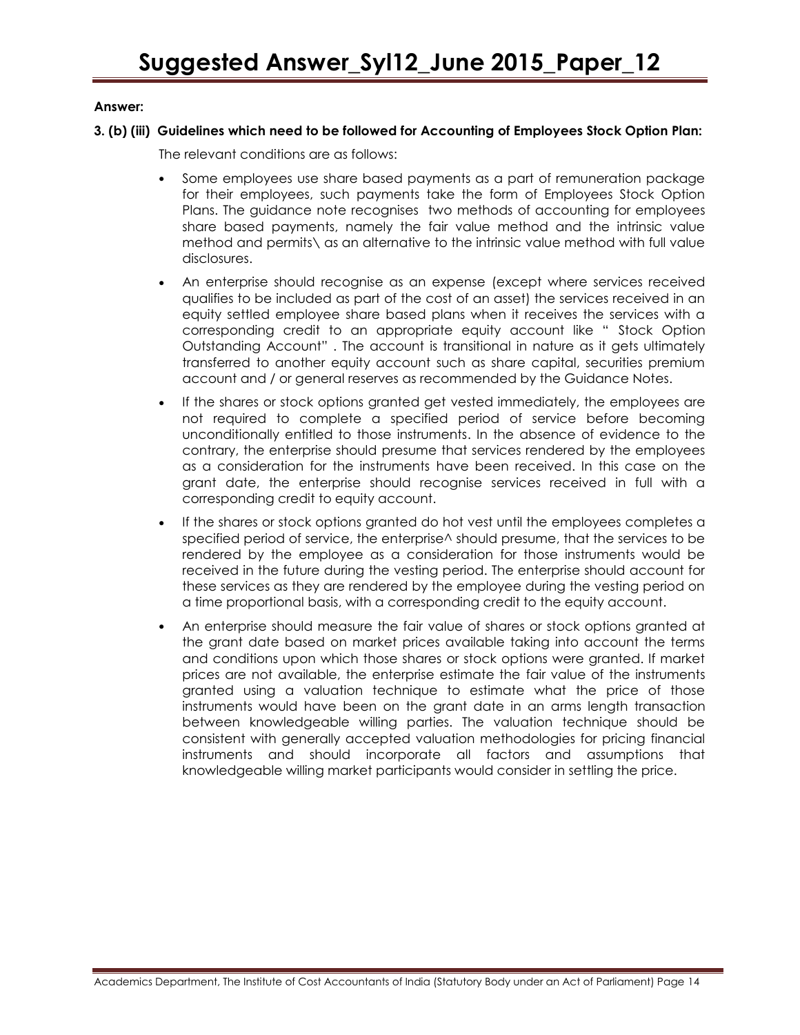**Answer:**

**3. (b) (iii) Guidelines which need to be followed for Accounting of Employees Stock Option Plan:**

The relevant conditions are as follows:

- Some employees use share based payments as a part of remuneration package for their employees, such payments take the form of Employees Stock Option Plans. The guidance note recognises two methods of accounting for employees share based payments, namely the fair value method and the intrinsic value method and permits\ as an alternative to the intrinsic value method with full value disclosures.
- An enterprise should recognise as an expense (except where services received qualifies to be included as part of the cost of an asset) the services received in an equity settled employee share based plans when it receives the services with a corresponding credit to an appropriate equity account like " Stock Option Outstanding Account" . The account is transitional in nature as it gets ultimately transferred to another equity account such as share capital, securities premium account and / or general reserves as recommended by the Guidance Notes.
- If the shares or stock options granted get vested immediately, the employees are not required to complete a specified period of service before becoming unconditionally entitled to those instruments. In the absence of evidence to the contrary, the enterprise should presume that services rendered by the employees as a consideration for the instruments have been received. In this case on the grant date, the enterprise should recognise services received in full with a corresponding credit to equity account.
- If the shares or stock options granted do hot vest until the employees completes a specified period of service, the enterprise^ should presume, that the services to be rendered by the employee as a consideration for those instruments would be received in the future during the vesting period. The enterprise should account for these services as they are rendered by the employee during the vesting period on a time proportional basis, with a corresponding credit to the equity account.
- An enterprise should measure the fair value of shares or stock options granted at the grant date based on market prices available taking into account the terms and conditions upon which those shares or stock options were granted. If market prices are not available, the enterprise estimate the fair value of the instruments granted using a valuation technique to estimate what the price of those instruments would have been on the grant date in an arms length transaction between knowledgeable willing parties. The valuation technique should be consistent with generally accepted valuation methodologies for pricing financial instruments and should incorporate all factors and assumptions that knowledgeable willing market participants would consider in settling the price.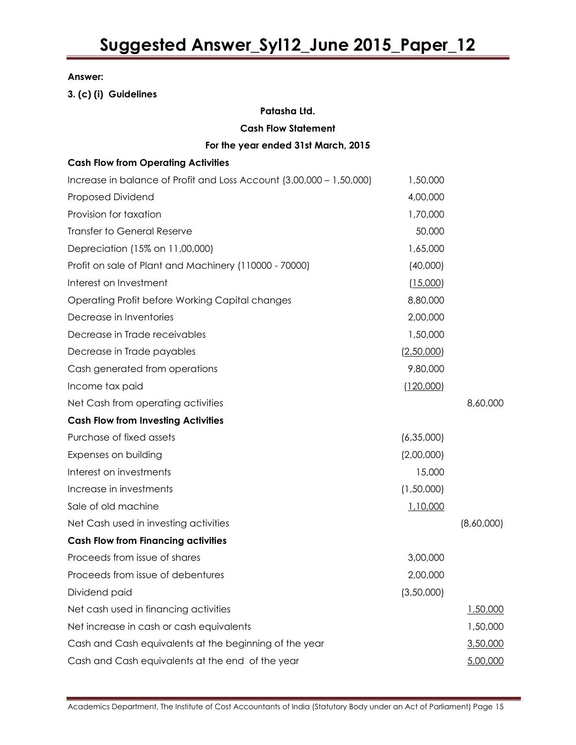**Answer:**

**3. (c) (i) Guidelines**

**Patasha Ltd.**

**Cash Flow Statement**

**For the year ended 31st March, 2015**

| | | |
|---|---|---|
| **Cash Flow from Operating Activities** | | |
| Increase in balance of Profit and Loss Account (3,00,000 – 1,50,000) | 1,50,000 | |
| Proposed Dividend | 4,00,000 | |
| Provision for taxation | 1,70,000 | |
| Transfer to General Reserve | 50,000 | |
| Depreciation (15% on 11,00,000) | 1,65,000 | |
| Profit on sale of Plant and Machinery (110000 - 70000) | (40,000) | |
| Interest on Investment | (15,000) | |
| Operating Profit before Working Capital changes | 8,80,000 | |
| Decrease in Inventories | 2,00,000 | |
| Decrease in Trade receivables | 1,50,000 | |
| Decrease in Trade payables | (2,50,000) | |
| Cash generated from operations | 9,80,000 | |
| Income tax paid | (120,000) | |
| Net Cash from operating activities | | 8,60,000 |
| **Cash Flow from Investing Activities** | | |
| Purchase of fixed assets | (6,35,000) | |
| Expenses on building | (2,00,000) | |
| Interest on investments | 15,000 | |
| Increase in investments | (1,50,000) | |
| Sale of old machine | 1,10,000 | |
| Net Cash used in investing activities | | (8,60,000) |
| **Cash Flow from Financing activities** | | |
| Proceeds from issue of shares | 3,00,000 | |
| Proceeds from issue of debentures | 2,00,000 | |
| Dividend paid | (3,50,000) | |
| Net cash used in financing activities | | 1,50,000 |
| Net increase in cash or cash equivalents | | 1,50,000 |
| Cash and Cash equivalents at the beginning of the year | | 3,50,000 |
| Cash and Cash equivalents at the end of the year | | 5,00,000 |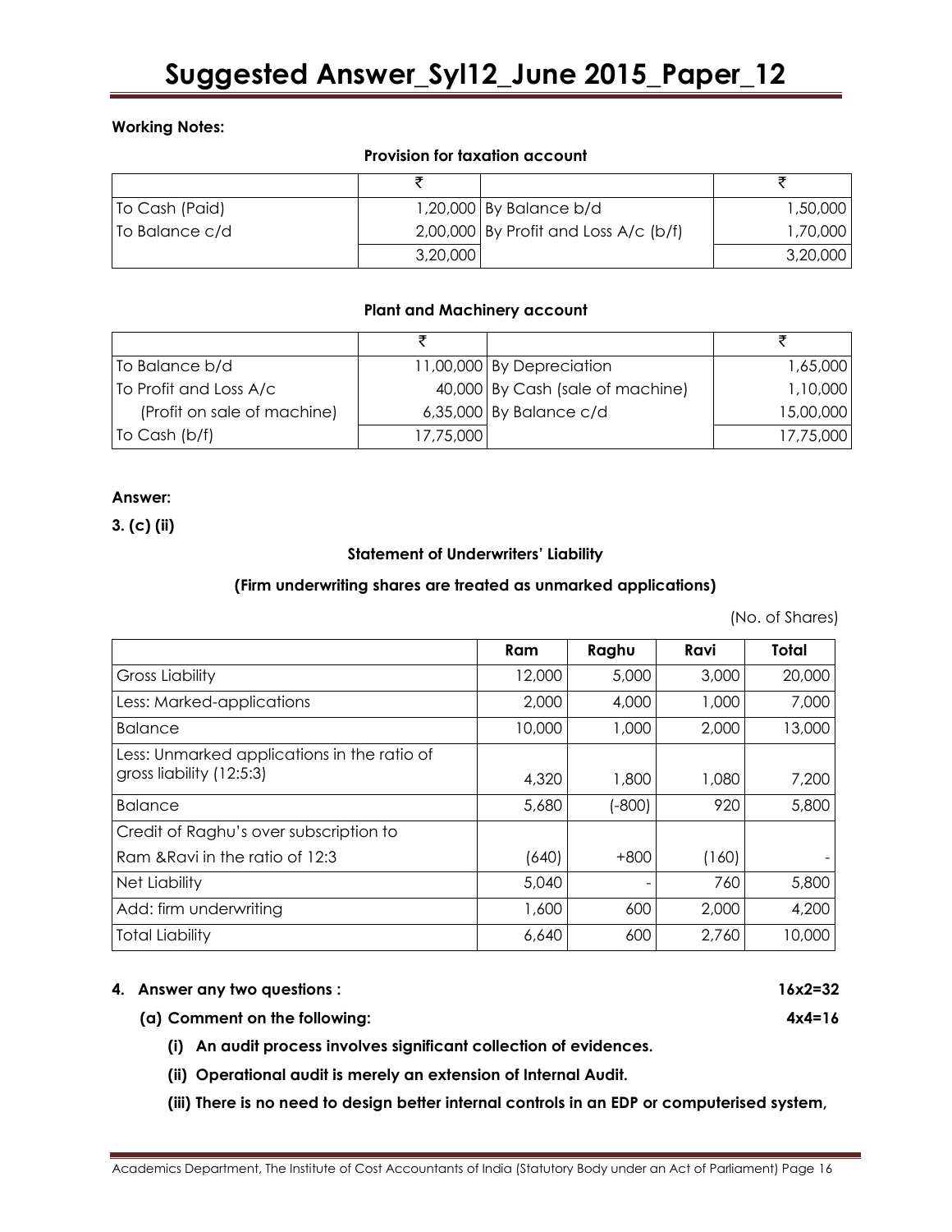**Working Notes:**

**Provision for taxation account**

| | ₹ | | ₹ |
|---|---|---|---|
| To Cash (Paid) | 1,20,000 | By Balance b/d | 1,50,000 |
| To Balance c/d | 2,00,000 | By Profit and Loss A/c (b/f) | 1,70,000 |
| | 3,20,000 | | 3,20,000 |

**Plant and Machinery account**

| | ₹ | | ₹ |
|---|---|---|---|
| To Balance b/d | 11,00,000 | By Depreciation | 1,65,000 |
| To Profit and Loss A/c | 40,000 | By Cash (sale of machine) | 1,10,000 |
| (Profit on sale of machine) | 6,35,000 | By Balance c/d | 15,00,000 |
| To Cash (b/f) | 17,75,000 | | 17,75,000 |

**Answer:**

**3. (c) (ii)**

**Statement of Underwriters' Liability**

**(Firm underwriting shares are treated as unmarked applications)**

(No. of Shares)

| | Ram | Raghu | Ravi | Total |
|---|---|---|---|---|
| Gross Liability | 12,000 | 5,000 | 3,000 | 20,000 |
| Less: Marked-applications | 2,000 | 4,000 | 1,000 | 7,000 |
| Balance | 10,000 | 1,000 | 2,000 | 13,000 |
| Less: Unmarked applications in the ratio of gross liability (12:5:3) | 4,320 | 1,800 | 1,080 | 7,200 |
| Balance | 5,680 | (-800) | 920 | 5,800 |
| Credit of Raghu's over subscription to Ram &Ravi in the ratio of 12:3 | (640) | +800 | (160) | - |
| Net Liability | 5,040 | - | 760 | 5,800 |
| Add: firm underwriting | 1,600 | 600 | 2,000 | 4,200 |
| Total Liability | 6,640 | 600 | 2,760 | 10,000 |

**4. Answer any two questions : 16x2=32**

**(a) Comment on the following: 4x4=16**

**(i) An audit process involves significant collection of evidences.**

**(ii) Operational audit is merely an extension of Internal Audit.**

**(iii) There is no need to design better internal controls in an EDP or computerised system,**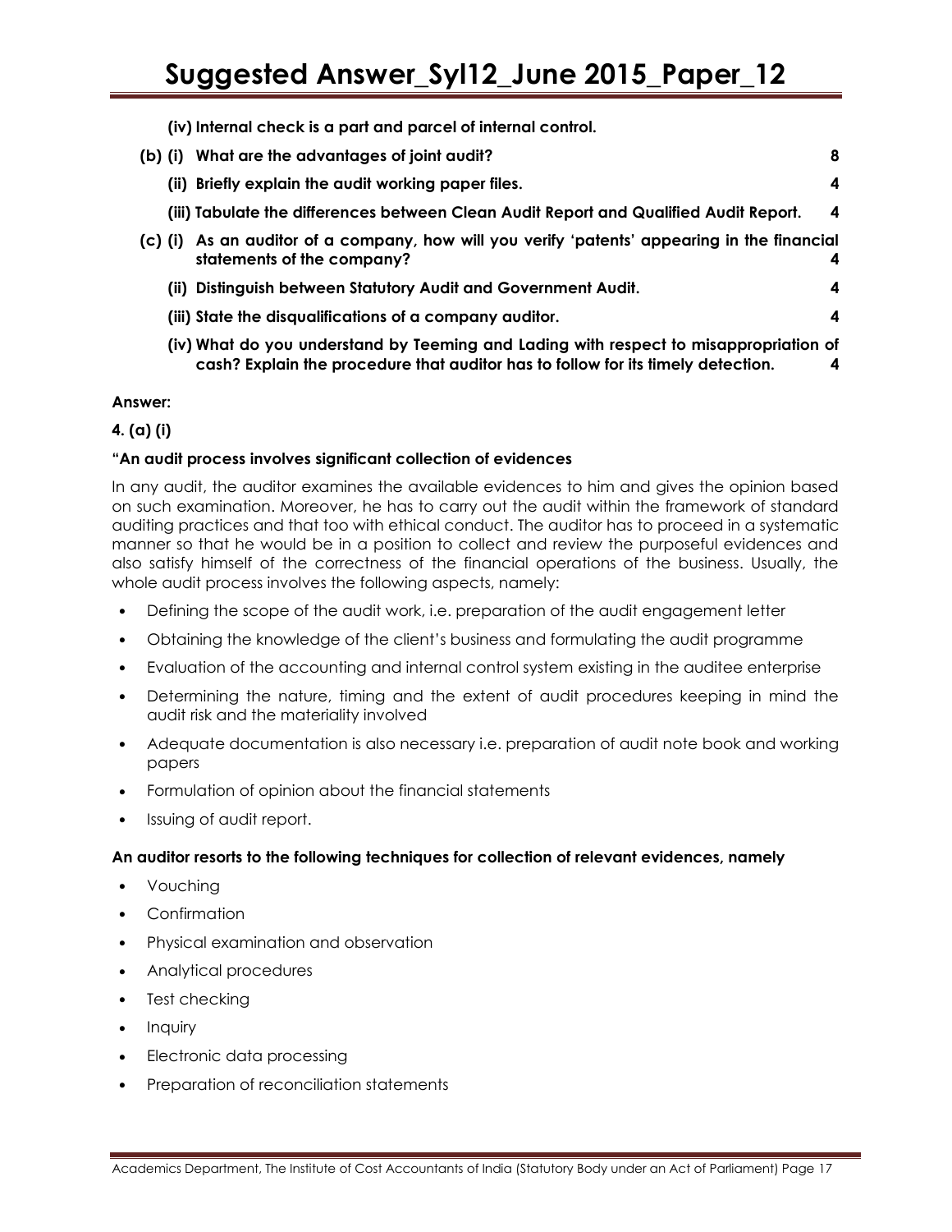**(iv) Internal check is a part and parcel of internal control.**

**(b) (i) What are the advantages of joint audit? 8**

**(ii) Briefly explain the audit working paper files. 4**

**(iii) Tabulate the differences between Clean Audit Report and Qualified Audit Report. 4**

**(c) (i) As an auditor of a company, how will you verify 'patents' appearing in the financial statements of the company? 4**

**(ii) Distinguish between Statutory Audit and Government Audit. 4**

**(iii) State the disqualifications of a company auditor. 4**

**(iv) What do you understand by Teeming and Lading with respect to misappropriation of cash? Explain the procedure that auditor has to follow for its timely detection. 4**

**Answer:**

**4. (a) (i)**

**"An audit process involves significant collection of evidences**

In any audit, the auditor examines the available evidences to him and gives the opinion based on such examination. Moreover, he has to carry out the audit within the framework of standard auditing practices and that too with ethical conduct. The auditor has to proceed in a systematic manner so that he would be in a position to collect and review the purposeful evidences and also satisfy himself of the correctness of the financial operations of the business. Usually, the whole audit process involves the following aspects, namely:

- Defining the scope of the audit work, i.e. preparation of the audit engagement letter
- Obtaining the knowledge of the client's business and formulating the audit programme
- Evaluation of the accounting and internal control system existing in the auditee enterprise
- Determining the nature, timing and the extent of audit procedures keeping in mind the audit risk and the materiality involved
- Adequate documentation is also necessary i.e. preparation of audit note book and working papers
- Formulation of opinion about the financial statements
- Issuing of audit report.

**An auditor resorts to the following techniques for collection of relevant evidences, namely**

- Vouching
- Confirmation
- Physical examination and observation
- Analytical procedures
- Test checking
- Inquiry
- Electronic data processing
- Preparation of reconciliation statements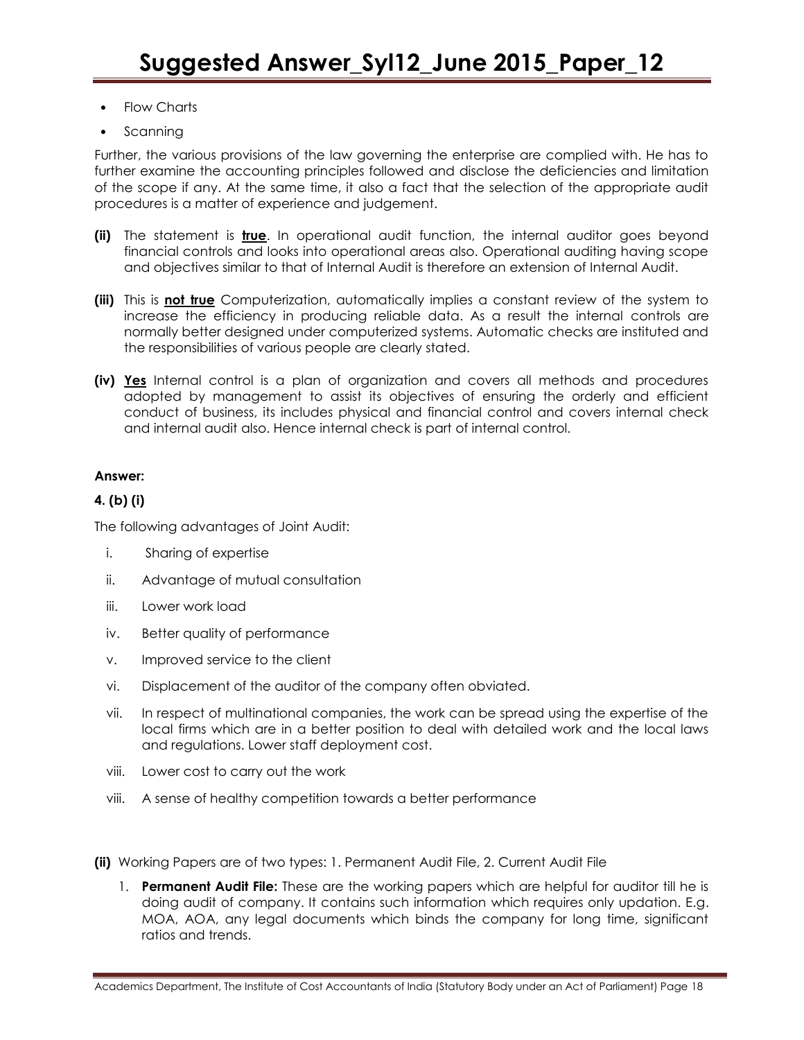- Flow Charts
- Scanning

Further, the various provisions of the law governing the enterprise are complied with. He has to further examine the accounting principles followed and disclose the deficiencies and limitation of the scope if any. At the same time, it also a fact that the selection of the appropriate audit procedures is a matter of experience and judgement.

**(ii)** The statement is **true**. In operational audit function, the internal auditor goes beyond financial controls and looks into operational areas also. Operational auditing having scope and objectives similar to that of Internal Audit is therefore an extension of Internal Audit.

**(iii)** This is **not true** Computerization, automatically implies a constant review of the system to increase the efficiency in producing reliable data. As a result the internal controls are normally better designed under computerized systems. Automatic checks are instituted and the responsibilities of various people are clearly stated.

**(iv)** **Yes** Internal control is a plan of organization and covers all methods and procedures adopted by management to assist its objectives of ensuring the orderly and efficient conduct of business, its includes physical and financial control and covers internal check and internal audit also. Hence internal check is part of internal control.

**Answer:**

**4. (b) (i)**

The following advantages of Joint Audit:

i. Sharing of expertise

ii. Advantage of mutual consultation

iii. Lower work load

iv. Better quality of performance

v. Improved service to the client

vi. Displacement of the auditor of the company often obviated.

vii. In respect of multinational companies, the work can be spread using the expertise of the local firms which are in a better position to deal with detailed work and the local laws and regulations. Lower staff deployment cost.

viii. Lower cost to carry out the work

viii. A sense of healthy competition towards a better performance

**(ii)** Working Papers are of two types: 1. Permanent Audit File, 2. Current Audit File

1. **Permanent Audit File:** These are the working papers which are helpful for auditor till he is doing audit of company. It contains such information which requires only updation. E.g. MOA, AOA, any legal documents which binds the company for long time, significant ratios and trends.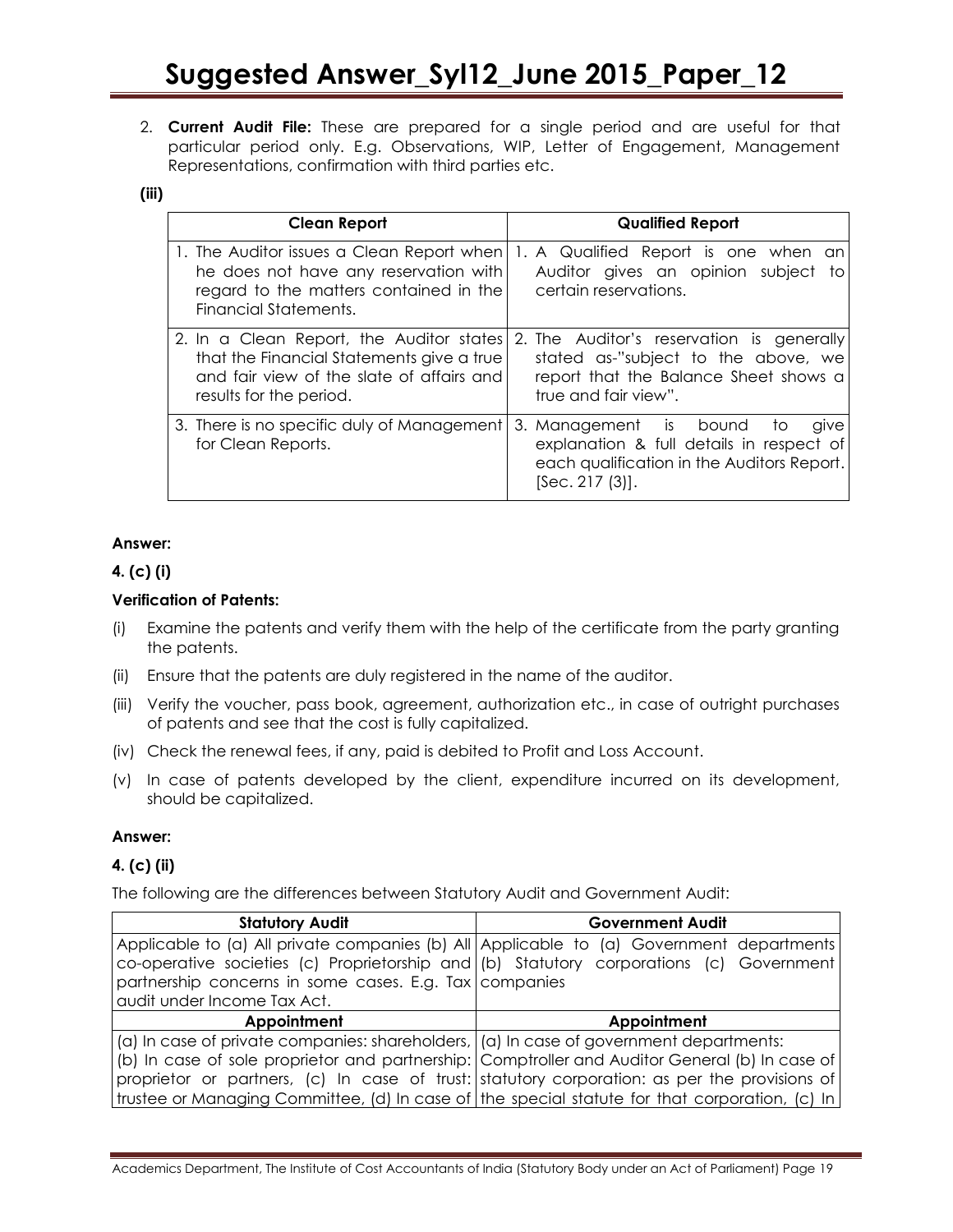2. **Current Audit File:** These are prepared for a single period and are useful for that particular period only. E.g. Observations, WIP, Letter of Engagement, Management Representations, confirmation with third parties etc.

**(iii)**

| Clean Report | Qualified Report |
|---|---|
| 1. The Auditor issues a Clean Report when he does not have any reservation with regard to the matters contained in the Financial Statements. | 1. A Qualified Report is one when an Auditor gives an opinion subject to certain reservations. |
| 2. In a Clean Report, the Auditor states that the Financial Statements give a true and fair view of the slate of affairs and results for the period. | 2. The Auditor's reservation is generally stated as-"subject to the above, we report that the Balance Sheet shows a true and fair view". |
| 3. There is no specific duly of Management for Clean Reports. | 3. Management is bound to give explanation & full details in respect of each qualification in the Auditors Report. [Sec. 217 (3)]. |

**Answer:**

**4. (c) (i)**

**Verification of Patents:**

(i) Examine the patents and verify them with the help of the certificate from the party granting the patents.

(ii) Ensure that the patents are duly registered in the name of the auditor.

(iii) Verify the voucher, pass book, agreement, authorization etc., in case of outright purchases of patents and see that the cost is fully capitalized.

(iv) Check the renewal fees, if any, paid is debited to Profit and Loss Account.

(v) In case of patents developed by the client, expenditure incurred on its development, should be capitalized.

**Answer:**

**4. (c) (ii)**

The following are the differences between Statutory Audit and Government Audit:

| Statutory Audit | Government Audit |
|---|---|
| Applicable to (a) All private companies (b) All co-operative societies (c) Proprietorship and partnership concerns in some cases. E.g. Tax audit under Income Tax Act. | Applicable to (a) Government departments (b) Statutory corporations (c) Government companies |
| **Appointment** | **Appointment** |
| (a) In case of private companies: shareholders, (b) In case of sole proprietor and partnership: proprietor or partners, (c) In case of trust: trustee or Managing Committee, (d) In case of | (a) In case of government departments: Comptroller and Auditor General (b) In case of statutory corporation: as per the provisions of the special statute for that corporation, (c) In |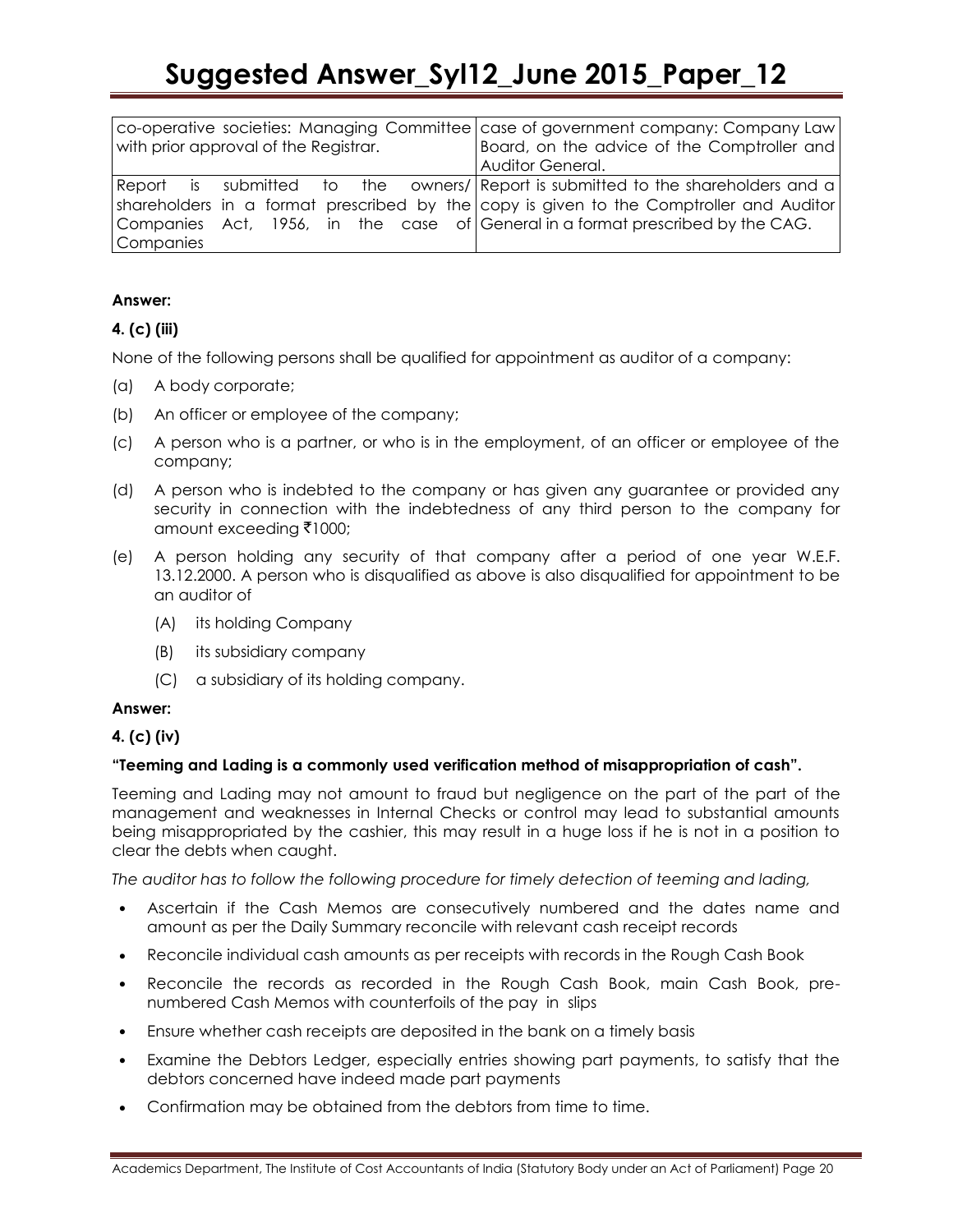| | |
|---|---|
| co-operative societies: Managing Committee with prior approval of the Registrar. | case of government company: Company Law Board, on the advice of the Comptroller and Auditor General. |
| Report is submitted to the owners/ shareholders in a format prescribed by the Companies Act, 1956, in the case of Companies | Report is submitted to the shareholders and a copy is given to the Comptroller and Auditor General in a format prescribed by the CAG. |

**Answer:**

**4. (c) (iii)**

None of the following persons shall be qualified for appointment as auditor of a company:

(a) A body corporate;

(b) An officer or employee of the company;

(c) A person who is a partner, or who is in the employment, of an officer or employee of the company;

(d) A person who is indebted to the company or has given any guarantee or provided any security in connection with the indebtedness of any third person to the company for amount exceeding ₹1000;

(e) A person holding any security of that company after a period of one year W.E.F. 13.12.2000. A person who is disqualified as above is also disqualified for appointment to be an auditor of

   (A) its holding Company

   (B) its subsidiary company

   (C) a subsidiary of its holding company.

**Answer:**

**4. (c) (iv)**

**"Teeming and Lading is a commonly used verification method of misappropriation of cash".**

Teeming and Lading may not amount to fraud but negligence on the part of the part of the management and weaknesses in Internal Checks or control may lead to substantial amounts being misappropriated by the cashier, this may result in a huge loss if he is not in a position to clear the debts when caught.

*The auditor has to follow the following procedure for timely detection of teeming and lading,*

- Ascertain if the Cash Memos are consecutively numbered and the dates name and amount as per the Daily Summary reconcile with relevant cash receipt records
- Reconcile individual cash amounts as per receipts with records in the Rough Cash Book
- Reconcile the records as recorded in the Rough Cash Book, main Cash Book, pre-numbered Cash Memos with counterfoils of the pay in slips
- Ensure whether cash receipts are deposited in the bank on a timely basis
- Examine the Debtors Ledger, especially entries showing part payments, to satisfy that the debtors concerned have indeed made part payments
- Confirmation may be obtained from the debtors from time to time.